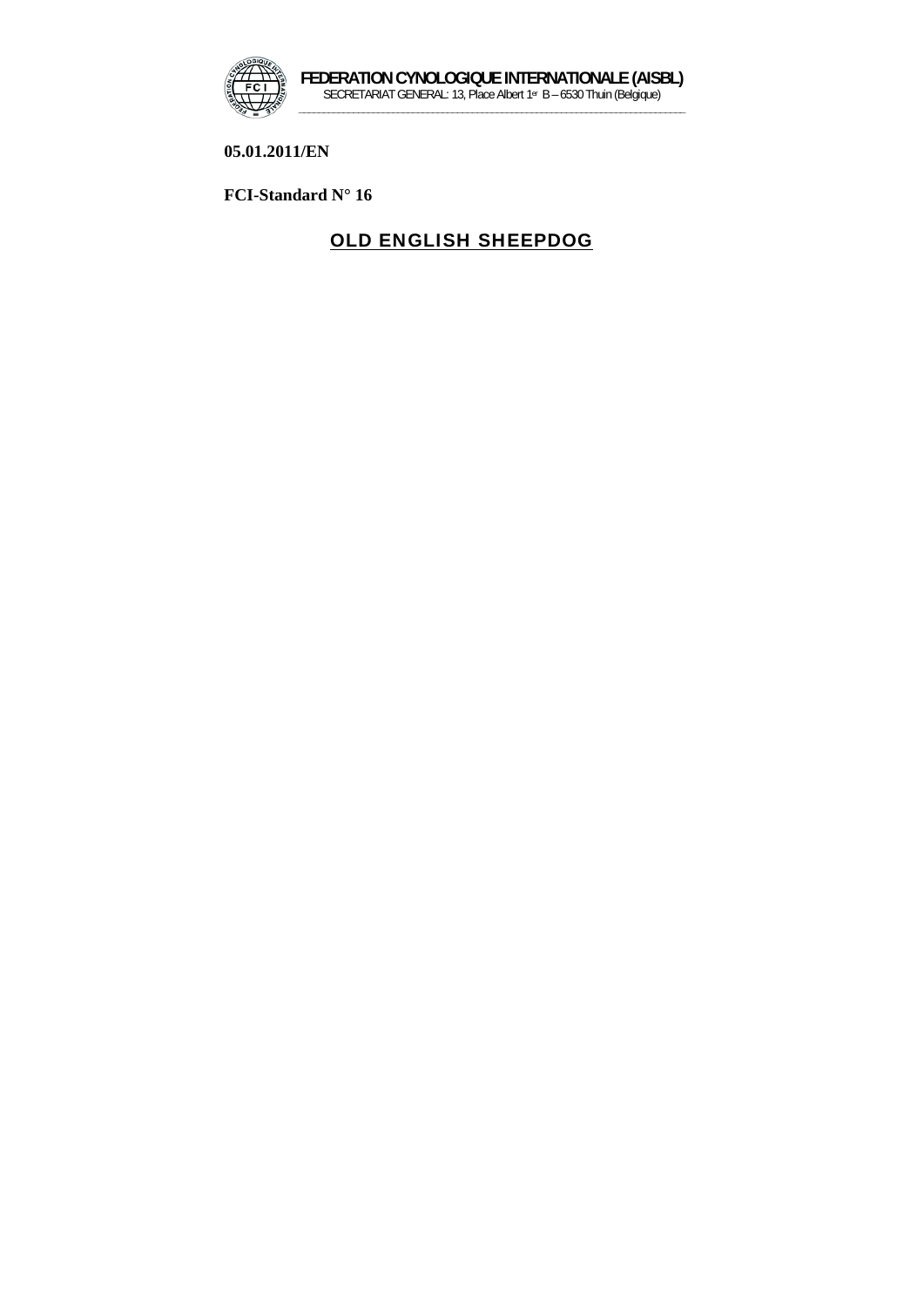**FEDERATION CYNOLOGIQUE INTERNATIONALE (AISBL)**
SECRETARIAT GENERAL: 13, Place Albert 1er B – 6530 Thuin (Belgique)

**05.01.2011/EN**

**FCI-Standard N° 16**

# OLD ENGLISH SHEEPDOG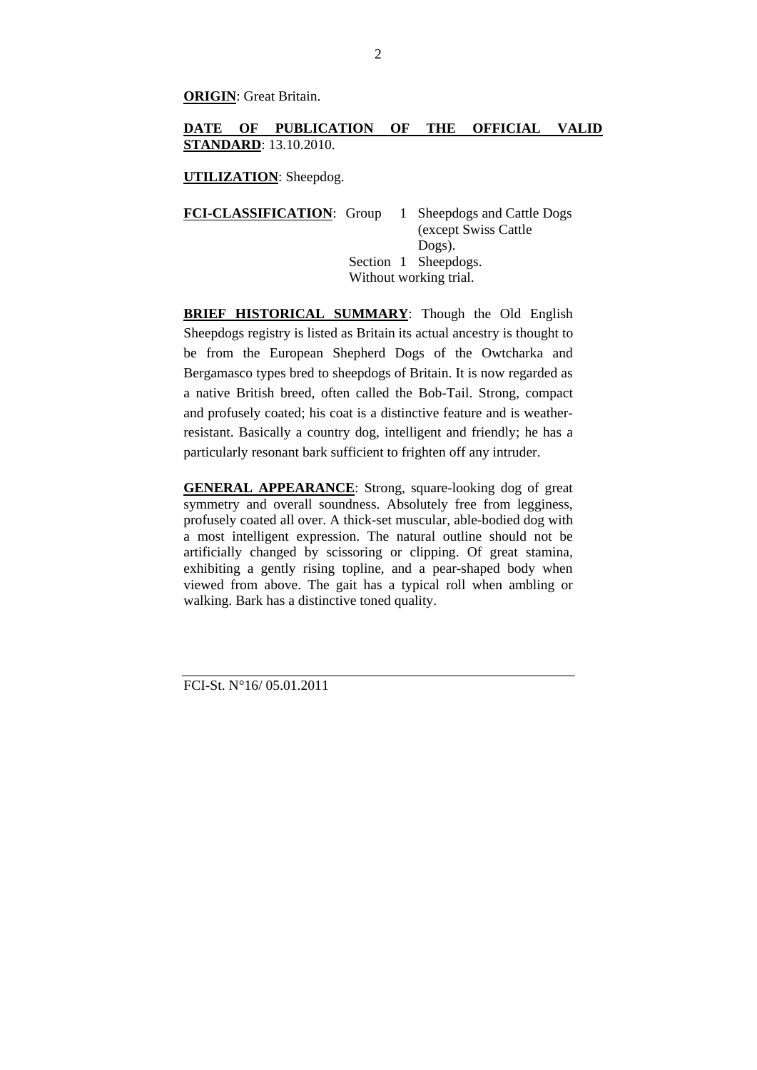**ORIGIN**: Great Britain.

**DATE OF PUBLICATION OF THE OFFICIAL VALID STANDARD**: 13.10.2010.

**UTILIZATION**: Sheepdog.

**FCI-CLASSIFICATION**: Group 1 Sheepdogs and Cattle Dogs (except Swiss Cattle Dogs).
Section 1 Sheepdogs.
Without working trial.

**BRIEF HISTORICAL SUMMARY**: Though the Old English Sheepdogs registry is listed as Britain its actual ancestry is thought to be from the European Shepherd Dogs of the Owtcharka and Bergamasco types bred to sheepdogs of Britain. It is now regarded as a native British breed, often called the Bob-Tail. Strong, compact and profusely coated; his coat is a distinctive feature and is weather-resistant. Basically a country dog, intelligent and friendly; he has a particularly resonant bark sufficient to frighten off any intruder.

**GENERAL APPEARANCE**: Strong, square-looking dog of great symmetry and overall soundness. Absolutely free from legginess, profusely coated all over. A thick-set muscular, able-bodied dog with a most intelligent expression. The natural outline should not be artificially changed by scissoring or clipping. Of great stamina, exhibiting a gently rising topline, and a pear-shaped body when viewed from above. The gait has a typical roll when ambling or walking. Bark has a distinctive toned quality.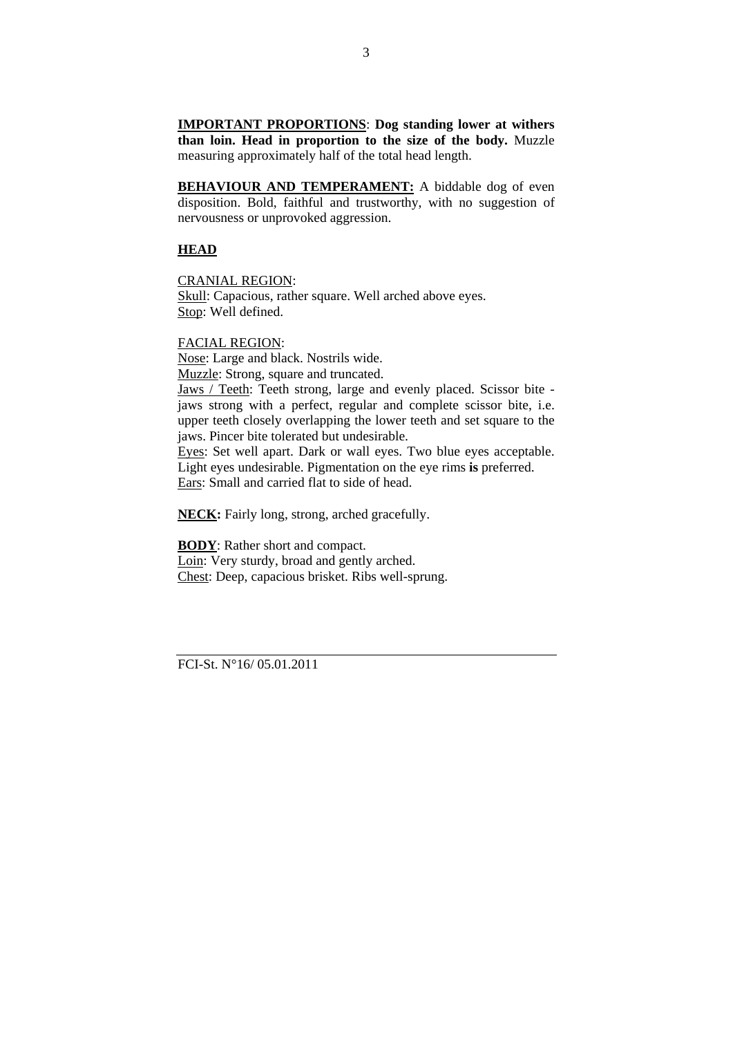**IMPORTANT PROPORTIONS**: **Dog standing lower at withers than loin. Head in proportion to the size of the body.** Muzzle measuring approximately half of the total head length.

**BEHAVIOUR AND TEMPERAMENT:** A biddable dog of even disposition. Bold, faithful and trustworthy, with no suggestion of nervousness or unprovoked aggression.

**HEAD**

CRANIAL REGION:
Skull: Capacious, rather square. Well arched above eyes.
Stop: Well defined.

FACIAL REGION:
Nose: Large and black. Nostrils wide.
Muzzle: Strong, square and truncated.
Jaws / Teeth: Teeth strong, large and evenly placed. Scissor bite - jaws strong with a perfect, regular and complete scissor bite, i.e. upper teeth closely overlapping the lower teeth and set square to the jaws. Pincer bite tolerated but undesirable.
Eyes: Set well apart. Dark or wall eyes. Two blue eyes acceptable. Light eyes undesirable. Pigmentation on the eye rims **is** preferred.
Ears: Small and carried flat to side of head.

**NECK:** Fairly long, strong, arched gracefully.

**BODY**: Rather short and compact.
Loin: Very sturdy, broad and gently arched.
Chest: Deep, capacious brisket. Ribs well-sprung.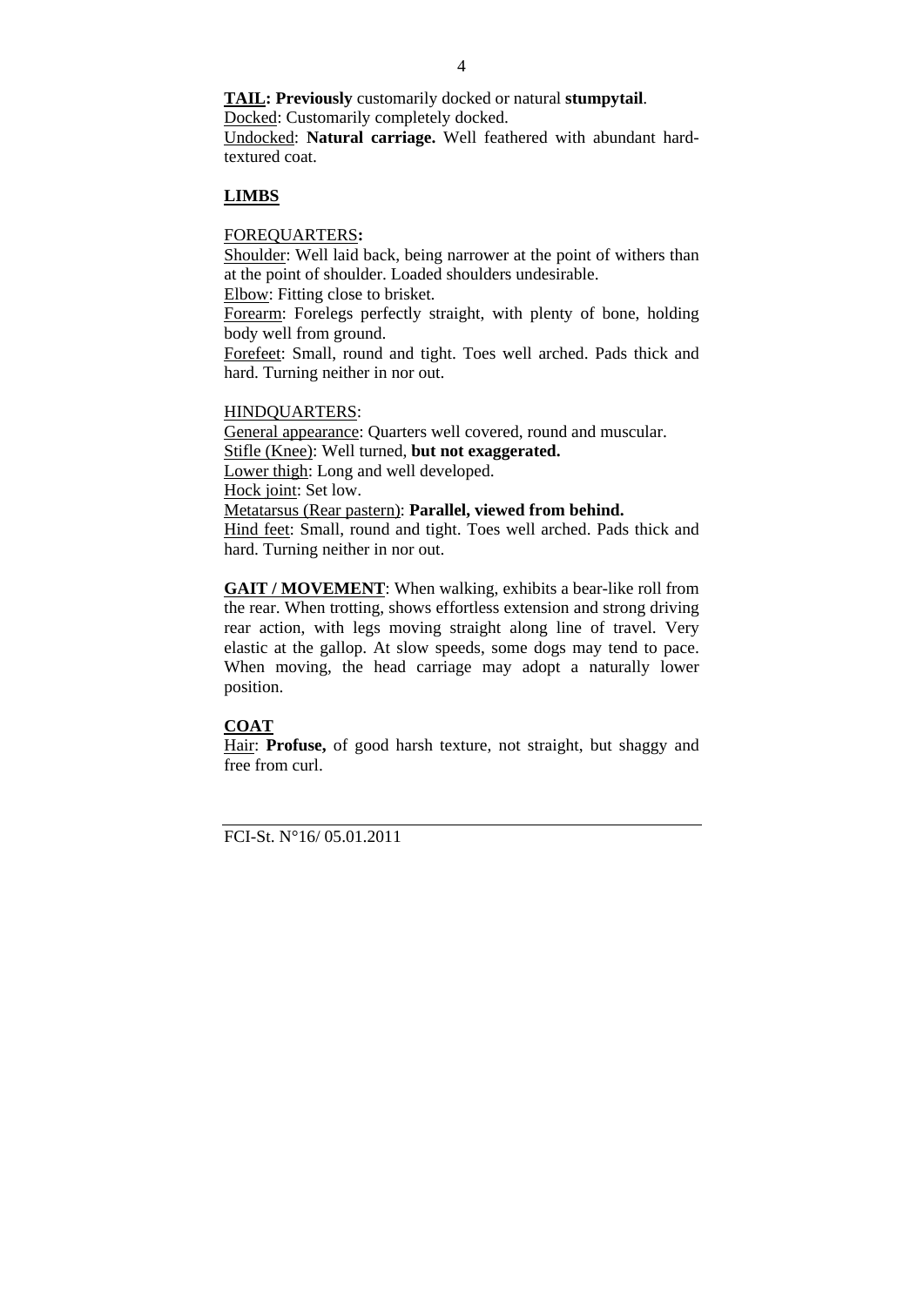**TAIL: Previously** customarily docked or natural **stumpytail**.
Docked: Customarily completely docked.
Undocked: **Natural carriage.** Well feathered with abundant hard-textured coat.

**LIMBS**

FOREQUARTERS**:**
Shoulder: Well laid back, being narrower at the point of withers than at the point of shoulder. Loaded shoulders undesirable.
Elbow: Fitting close to brisket.
Forearm: Forelegs perfectly straight, with plenty of bone, holding body well from ground.
Forefeet: Small, round and tight. Toes well arched. Pads thick and hard. Turning neither in nor out.

HINDQUARTERS:
General appearance: Quarters well covered, round and muscular.
Stifle (Knee): Well turned, **but not exaggerated.**
Lower thigh: Long and well developed.
Hock joint: Set low.
Metatarsus (Rear pastern): **Parallel, viewed from behind.**
Hind feet: Small, round and tight. Toes well arched. Pads thick and hard. Turning neither in nor out.

**GAIT / MOVEMENT**: When walking, exhibits a bear-like roll from the rear. When trotting, shows effortless extension and strong driving rear action, with legs moving straight along line of travel. Very elastic at the gallop. At slow speeds, some dogs may tend to pace. When moving, the head carriage may adopt a naturally lower position.

**COAT**
Hair: **Profuse,** of good harsh texture, not straight, but shaggy and free from curl.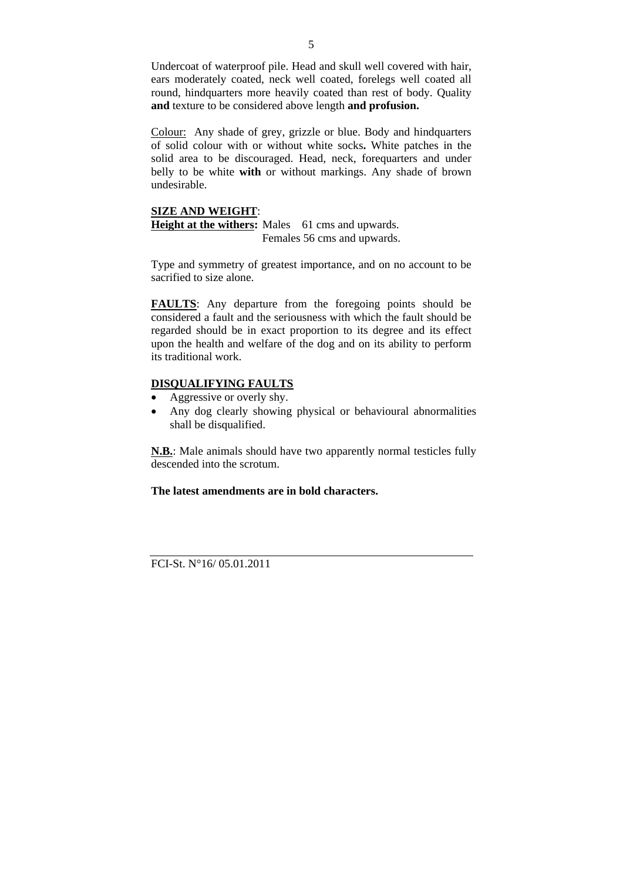Undercoat of waterproof pile. Head and skull well covered with hair, ears moderately coated, neck well coated, forelegs well coated all round, hindquarters more heavily coated than rest of body. Quality **and** texture to be considered above length **and profusion.**

Colour: Any shade of grey, grizzle or blue. Body and hindquarters of solid colour with or without white socks**.** White patches in the solid area to be discouraged. Head, neck, forequarters and under belly to be white **with** or without markings. Any shade of brown undesirable.

**SIZE AND WEIGHT**:

**Height at the withers:** Males 61 cms and upwards.
Females 56 cms and upwards.

Type and symmetry of greatest importance, and on no account to be sacrified to size alone.

**FAULTS**: Any departure from the foregoing points should be considered a fault and the seriousness with which the fault should be regarded should be in exact proportion to its degree and its effect upon the health and welfare of the dog and on its ability to perform its traditional work.

**DISQUALIFYING FAULTS**

- Aggressive or overly shy.
- Any dog clearly showing physical or behavioural abnormalities shall be disqualified.

**N.B.**: Male animals should have two apparently normal testicles fully descended into the scrotum.

**The latest amendments are in bold characters.**